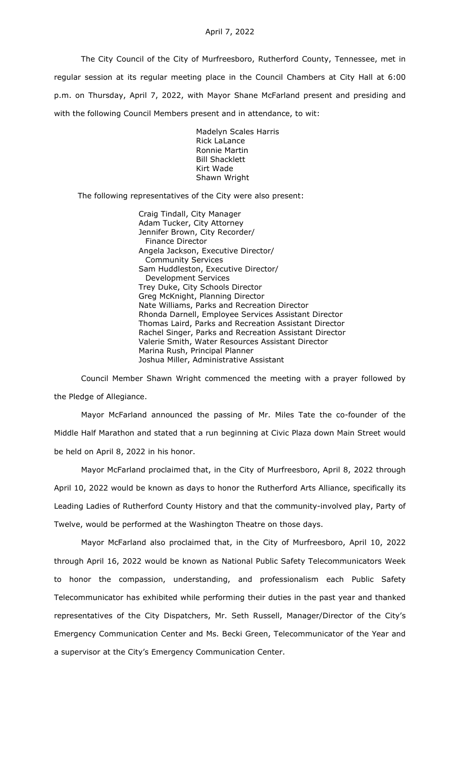April 7, 2022

The City Council of the City of Murfreesboro, Rutherford County, Tennessee, met in regular session at its regular meeting place in the Council Chambers at City Hall at 6:00 p.m. on Thursday, April 7, 2022, with Mayor Shane McFarland present and presiding and with the following Council Members present and in attendance, to wit:

Madelyn Scales Harris
Rick LaLance
Ronnie Martin
Bill Shacklett
Kirt Wade
Shawn Wright

The following representatives of the City were also present:

Craig Tindall, City Manager
Adam Tucker, City Attorney
Jennifer Brown, City Recorder/
  Finance Director
Angela Jackson, Executive Director/
  Community Services
Sam Huddleston, Executive Director/
  Development Services
Trey Duke, City Schools Director
Greg McKnight, Planning Director
Nate Williams, Parks and Recreation Director
Rhonda Darnell, Employee Services Assistant Director
Thomas Laird, Parks and Recreation Assistant Director
Rachel Singer, Parks and Recreation Assistant Director
Valerie Smith, Water Resources Assistant Director
Marina Rush, Principal Planner
Joshua Miller, Administrative Assistant

Council Member Shawn Wright commenced the meeting with a prayer followed by the Pledge of Allegiance.

Mayor McFarland announced the passing of Mr. Miles Tate the co-founder of the Middle Half Marathon and stated that a run beginning at Civic Plaza down Main Street would be held on April 8, 2022 in his honor.

Mayor McFarland proclaimed that, in the City of Murfreesboro, April 8, 2022 through April 10, 2022 would be known as days to honor the Rutherford Arts Alliance, specifically its Leading Ladies of Rutherford County History and that the community-involved play, Party of Twelve, would be performed at the Washington Theatre on those days.

Mayor McFarland also proclaimed that, in the City of Murfreesboro, April 10, 2022 through April 16, 2022 would be known as National Public Safety Telecommunicators Week to honor the compassion, understanding, and professionalism each Public Safety Telecommunicator has exhibited while performing their duties in the past year and thanked representatives of the City Dispatchers, Mr. Seth Russell, Manager/Director of the City's Emergency Communication Center and Ms. Becki Green, Telecommunicator of the Year and a supervisor at the City's Emergency Communication Center.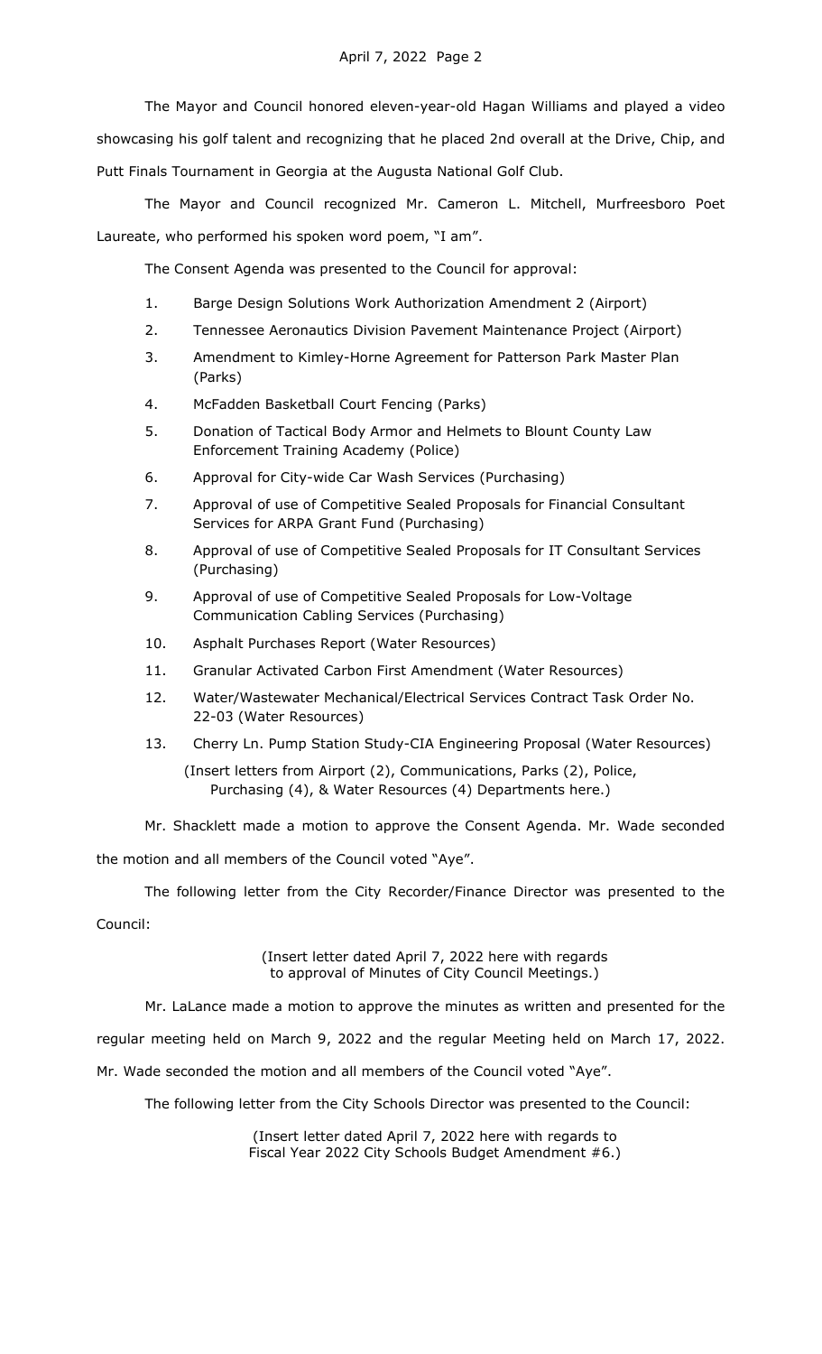The Mayor and Council honored eleven-year-old Hagan Williams and played a video showcasing his golf talent and recognizing that he placed 2nd overall at the Drive, Chip, and Putt Finals Tournament in Georgia at the Augusta National Golf Club.

The Mayor and Council recognized Mr. Cameron L. Mitchell, Murfreesboro Poet Laureate, who performed his spoken word poem, "I am".

The Consent Agenda was presented to the Council for approval:

1. Barge Design Solutions Work Authorization Amendment 2 (Airport)
2. Tennessee Aeronautics Division Pavement Maintenance Project (Airport)
3. Amendment to Kimley-Horne Agreement for Patterson Park Master Plan (Parks)
4. McFadden Basketball Court Fencing (Parks)
5. Donation of Tactical Body Armor and Helmets to Blount County Law Enforcement Training Academy (Police)
6. Approval for City-wide Car Wash Services (Purchasing)
7. Approval of use of Competitive Sealed Proposals for Financial Consultant Services for ARPA Grant Fund (Purchasing)
8. Approval of use of Competitive Sealed Proposals for IT Consultant Services (Purchasing)
9. Approval of use of Competitive Sealed Proposals for Low-Voltage Communication Cabling Services (Purchasing)
10. Asphalt Purchases Report (Water Resources)
11. Granular Activated Carbon First Amendment (Water Resources)
12. Water/Wastewater Mechanical/Electrical Services Contract Task Order No. 22-03 (Water Resources)
13. Cherry Ln. Pump Station Study-CIA Engineering Proposal (Water Resources)

(Insert letters from Airport (2), Communications, Parks (2), Police, Purchasing (4), & Water Resources (4) Departments here.)

Mr. Shacklett made a motion to approve the Consent Agenda. Mr. Wade seconded the motion and all members of the Council voted "Aye".

The following letter from the City Recorder/Finance Director was presented to the Council:

(Insert letter dated April 7, 2022 here with regards to approval of Minutes of City Council Meetings.)

Mr. LaLance made a motion to approve the minutes as written and presented for the regular meeting held on March 9, 2022 and the regular Meeting held on March 17, 2022. Mr. Wade seconded the motion and all members of the Council voted "Aye".

The following letter from the City Schools Director was presented to the Council:

(Insert letter dated April 7, 2022 here with regards to Fiscal Year 2022 City Schools Budget Amendment #6.)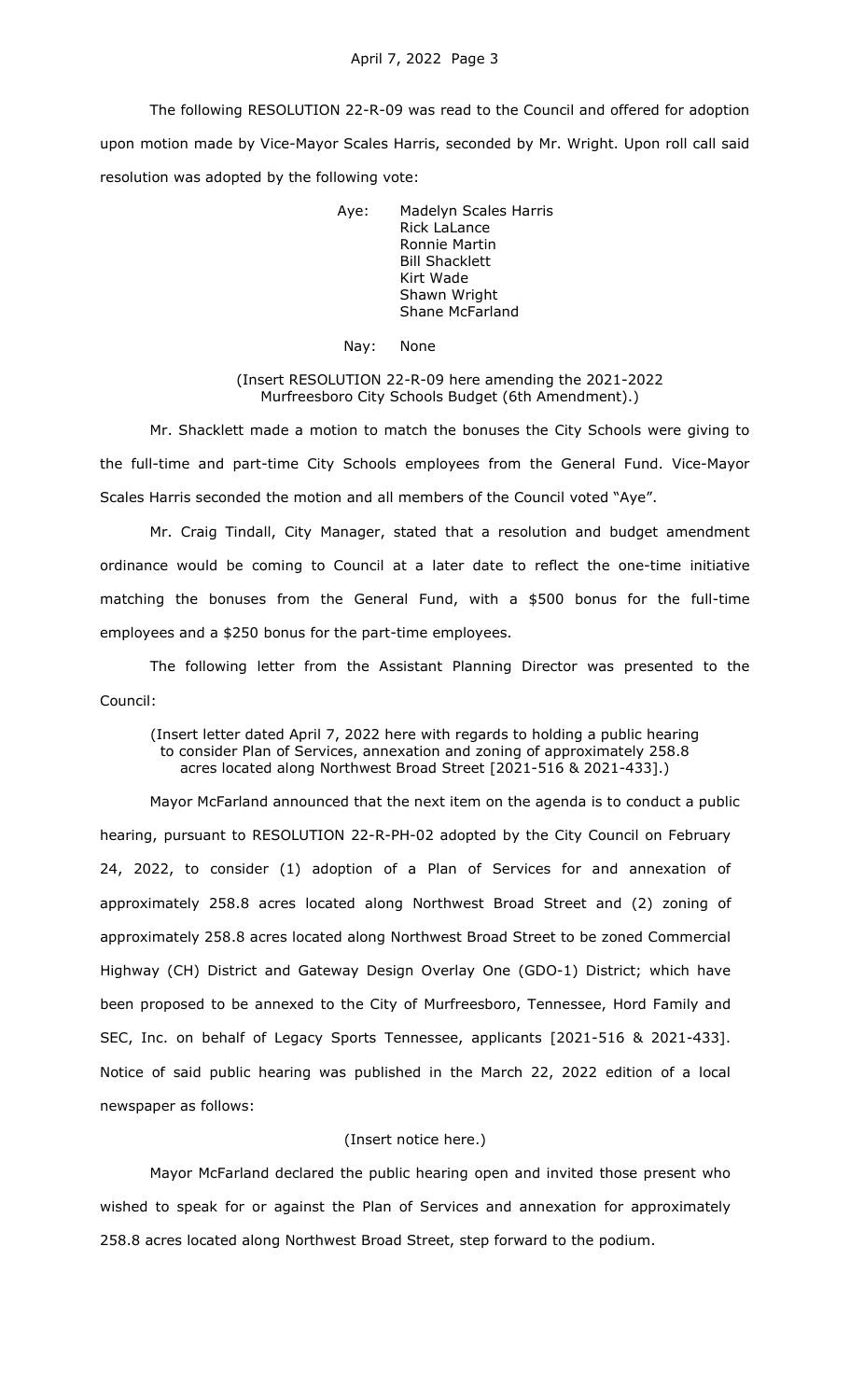The following RESOLUTION 22-R-09 was read to the Council and offered for adoption upon motion made by Vice-Mayor Scales Harris, seconded by Mr. Wright. Upon roll call said resolution was adopted by the following vote:

Aye: Madelyn Scales Harris
Rick LaLance
Ronnie Martin
Bill Shacklett
Kirt Wade
Shawn Wright
Shane McFarland

Nay: None

(Insert RESOLUTION 22-R-09 here amending the 2021-2022 Murfreesboro City Schools Budget (6th Amendment).)

Mr. Shacklett made a motion to match the bonuses the City Schools were giving to the full-time and part-time City Schools employees from the General Fund. Vice-Mayor Scales Harris seconded the motion and all members of the Council voted "Aye".

Mr. Craig Tindall, City Manager, stated that a resolution and budget amendment ordinance would be coming to Council at a later date to reflect the one-time initiative matching the bonuses from the General Fund, with a $500 bonus for the full-time employees and a $250 bonus for the part-time employees.

The following letter from the Assistant Planning Director was presented to the Council:

(Insert letter dated April 7, 2022 here with regards to holding a public hearing to consider Plan of Services, annexation and zoning of approximately 258.8 acres located along Northwest Broad Street [2021-516 & 2021-433].)

Mayor McFarland announced that the next item on the agenda is to conduct a public hearing, pursuant to RESOLUTION 22-R-PH-02 adopted by the City Council on February 24, 2022, to consider (1) adoption of a Plan of Services for and annexation of approximately 258.8 acres located along Northwest Broad Street and (2) zoning of approximately 258.8 acres located along Northwest Broad Street to be zoned Commercial Highway (CH) District and Gateway Design Overlay One (GDO-1) District; which have been proposed to be annexed to the City of Murfreesboro, Tennessee, Hord Family and SEC, Inc. on behalf of Legacy Sports Tennessee, applicants [2021-516 & 2021-433]. Notice of said public hearing was published in the March 22, 2022 edition of a local newspaper as follows:

(Insert notice here.)

Mayor McFarland declared the public hearing open and invited those present who wished to speak for or against the Plan of Services and annexation for approximately 258.8 acres located along Northwest Broad Street, step forward to the podium.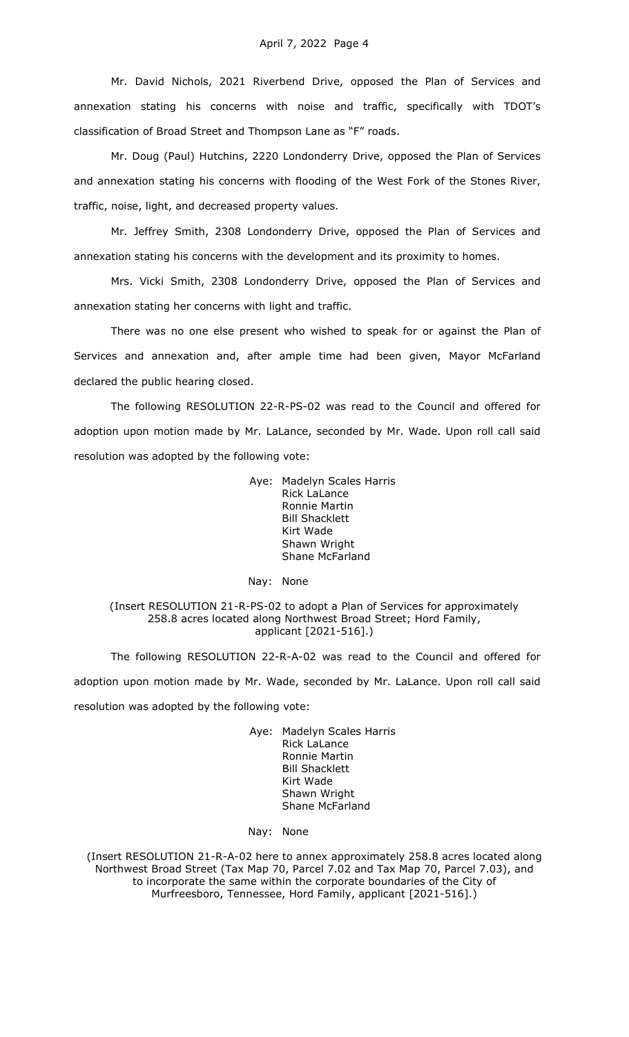Mr. David Nichols, 2021 Riverbend Drive, opposed the Plan of Services and annexation stating his concerns with noise and traffic, specifically with TDOT's classification of Broad Street and Thompson Lane as "F" roads.

Mr. Doug (Paul) Hutchins, 2220 Londonderry Drive, opposed the Plan of Services and annexation stating his concerns with flooding of the West Fork of the Stones River, traffic, noise, light, and decreased property values.

Mr. Jeffrey Smith, 2308 Londonderry Drive, opposed the Plan of Services and annexation stating his concerns with the development and its proximity to homes.

Mrs. Vicki Smith, 2308 Londonderry Drive, opposed the Plan of Services and annexation stating her concerns with light and traffic.

There was no one else present who wished to speak for or against the Plan of Services and annexation and, after ample time had been given, Mayor McFarland declared the public hearing closed.

The following RESOLUTION 22-R-PS-02 was read to the Council and offered for adoption upon motion made by Mr. LaLance, seconded by Mr. Wade. Upon roll call said resolution was adopted by the following vote:

Aye: Madelyn Scales Harris
Rick LaLance
Ronnie Martin
Bill Shacklett
Kirt Wade
Shawn Wright
Shane McFarland

Nay: None

(Insert RESOLUTION 21-R-PS-02 to adopt a Plan of Services for approximately 258.8 acres located along Northwest Broad Street; Hord Family, applicant [2021-516].)

The following RESOLUTION 22-R-A-02 was read to the Council and offered for adoption upon motion made by Mr. Wade, seconded by Mr. LaLance. Upon roll call said resolution was adopted by the following vote:

Aye: Madelyn Scales Harris
Rick LaLance
Ronnie Martin
Bill Shacklett
Kirt Wade
Shawn Wright
Shane McFarland

Nay: None

(Insert RESOLUTION 21-R-A-02 here to annex approximately 258.8 acres located along Northwest Broad Street (Tax Map 70, Parcel 7.02 and Tax Map 70, Parcel 7.03), and to incorporate the same within the corporate boundaries of the City of Murfreesboro, Tennessee, Hord Family, applicant [2021-516].)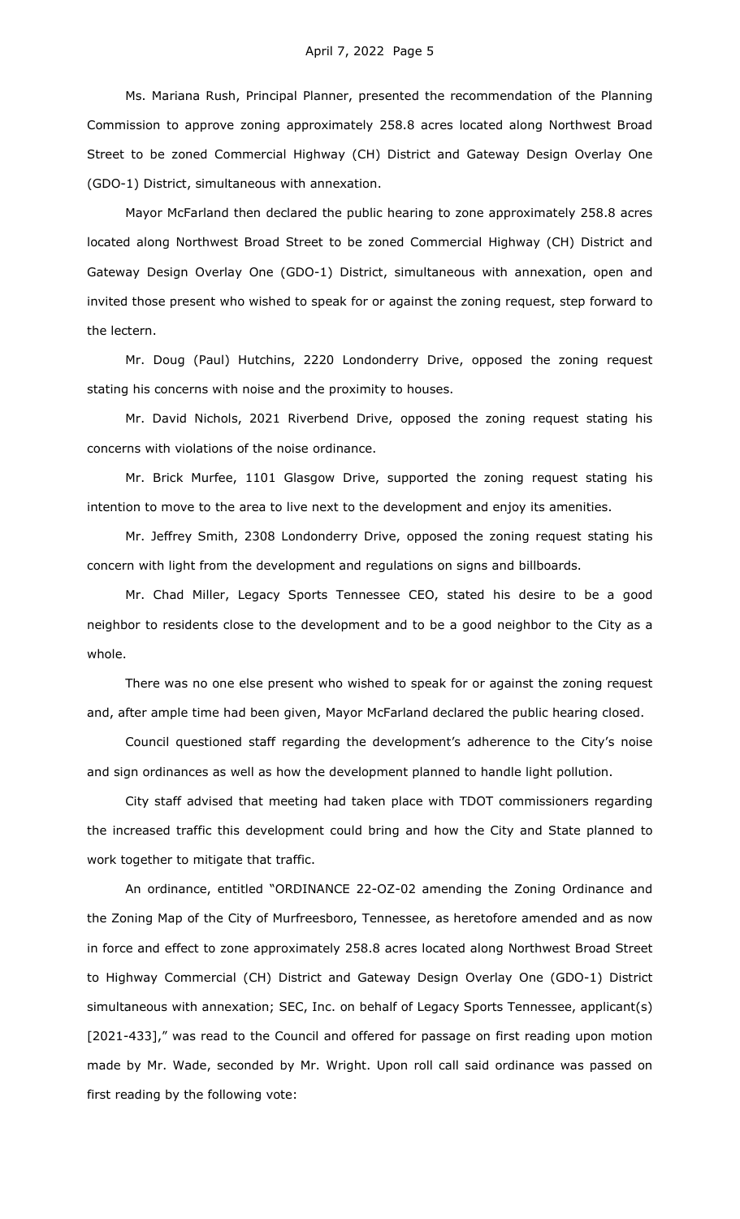Ms. Mariana Rush, Principal Planner, presented the recommendation of the Planning Commission to approve zoning approximately 258.8 acres located along Northwest Broad Street to be zoned Commercial Highway (CH) District and Gateway Design Overlay One (GDO-1) District, simultaneous with annexation.

Mayor McFarland then declared the public hearing to zone approximately 258.8 acres located along Northwest Broad Street to be zoned Commercial Highway (CH) District and Gateway Design Overlay One (GDO-1) District, simultaneous with annexation, open and invited those present who wished to speak for or against the zoning request, step forward to the lectern.

Mr. Doug (Paul) Hutchins, 2220 Londonderry Drive, opposed the zoning request stating his concerns with noise and the proximity to houses.

Mr. David Nichols, 2021 Riverbend Drive, opposed the zoning request stating his concerns with violations of the noise ordinance.

Mr. Brick Murfee, 1101 Glasgow Drive, supported the zoning request stating his intention to move to the area to live next to the development and enjoy its amenities.

Mr. Jeffrey Smith, 2308 Londonderry Drive, opposed the zoning request stating his concern with light from the development and regulations on signs and billboards.

Mr. Chad Miller, Legacy Sports Tennessee CEO, stated his desire to be a good neighbor to residents close to the development and to be a good neighbor to the City as a whole.

There was no one else present who wished to speak for or against the zoning request and, after ample time had been given, Mayor McFarland declared the public hearing closed.

Council questioned staff regarding the development's adherence to the City's noise and sign ordinances as well as how the development planned to handle light pollution.

City staff advised that meeting had taken place with TDOT commissioners regarding the increased traffic this development could bring and how the City and State planned to work together to mitigate that traffic.

An ordinance, entitled "ORDINANCE 22-OZ-02 amending the Zoning Ordinance and the Zoning Map of the City of Murfreesboro, Tennessee, as heretofore amended and as now in force and effect to zone approximately 258.8 acres located along Northwest Broad Street to Highway Commercial (CH) District and Gateway Design Overlay One (GDO-1) District simultaneous with annexation; SEC, Inc. on behalf of Legacy Sports Tennessee, applicant(s) [2021-433]," was read to the Council and offered for passage on first reading upon motion made by Mr. Wade, seconded by Mr. Wright. Upon roll call said ordinance was passed on first reading by the following vote: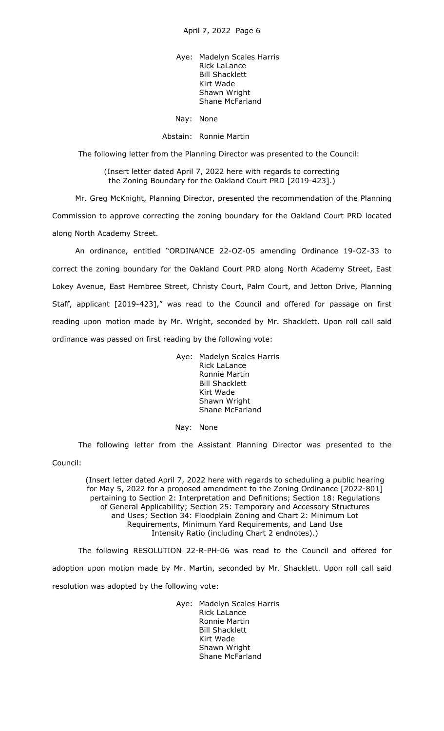Aye: Madelyn Scales Harris
Rick LaLance
Bill Shacklett
Kirt Wade
Shawn Wright
Shane McFarland

Nay: None

Abstain: Ronnie Martin

The following letter from the Planning Director was presented to the Council:

(Insert letter dated April 7, 2022 here with regards to correcting the Zoning Boundary for the Oakland Court PRD [2019-423].)

Mr. Greg McKnight, Planning Director, presented the recommendation of the Planning Commission to approve correcting the zoning boundary for the Oakland Court PRD located along North Academy Street.

An ordinance, entitled "ORDINANCE 22-OZ-05 amending Ordinance 19-OZ-33 to correct the zoning boundary for the Oakland Court PRD along North Academy Street, East Lokey Avenue, East Hembree Street, Christy Court, Palm Court, and Jetton Drive, Planning Staff, applicant [2019-423]," was read to the Council and offered for passage on first reading upon motion made by Mr. Wright, seconded by Mr. Shacklett. Upon roll call said ordinance was passed on first reading by the following vote:

Aye: Madelyn Scales Harris
Rick LaLance
Ronnie Martin
Bill Shacklett
Kirt Wade
Shawn Wright
Shane McFarland

Nay: None

The following letter from the Assistant Planning Director was presented to the Council:

(Insert letter dated April 7, 2022 here with regards to scheduling a public hearing for May 5, 2022 for a proposed amendment to the Zoning Ordinance [2022-801] pertaining to Section 2: Interpretation and Definitions; Section 18: Regulations of General Applicability; Section 25: Temporary and Accessory Structures and Uses; Section 34: Floodplain Zoning and Chart 2: Minimum Lot Requirements, Minimum Yard Requirements, and Land Use Intensity Ratio (including Chart 2 endnotes).)

The following RESOLUTION 22-R-PH-06 was read to the Council and offered for adoption upon motion made by Mr. Martin, seconded by Mr. Shacklett. Upon roll call said resolution was adopted by the following vote:

Aye: Madelyn Scales Harris
Rick LaLance
Ronnie Martin
Bill Shacklett
Kirt Wade
Shawn Wright
Shane McFarland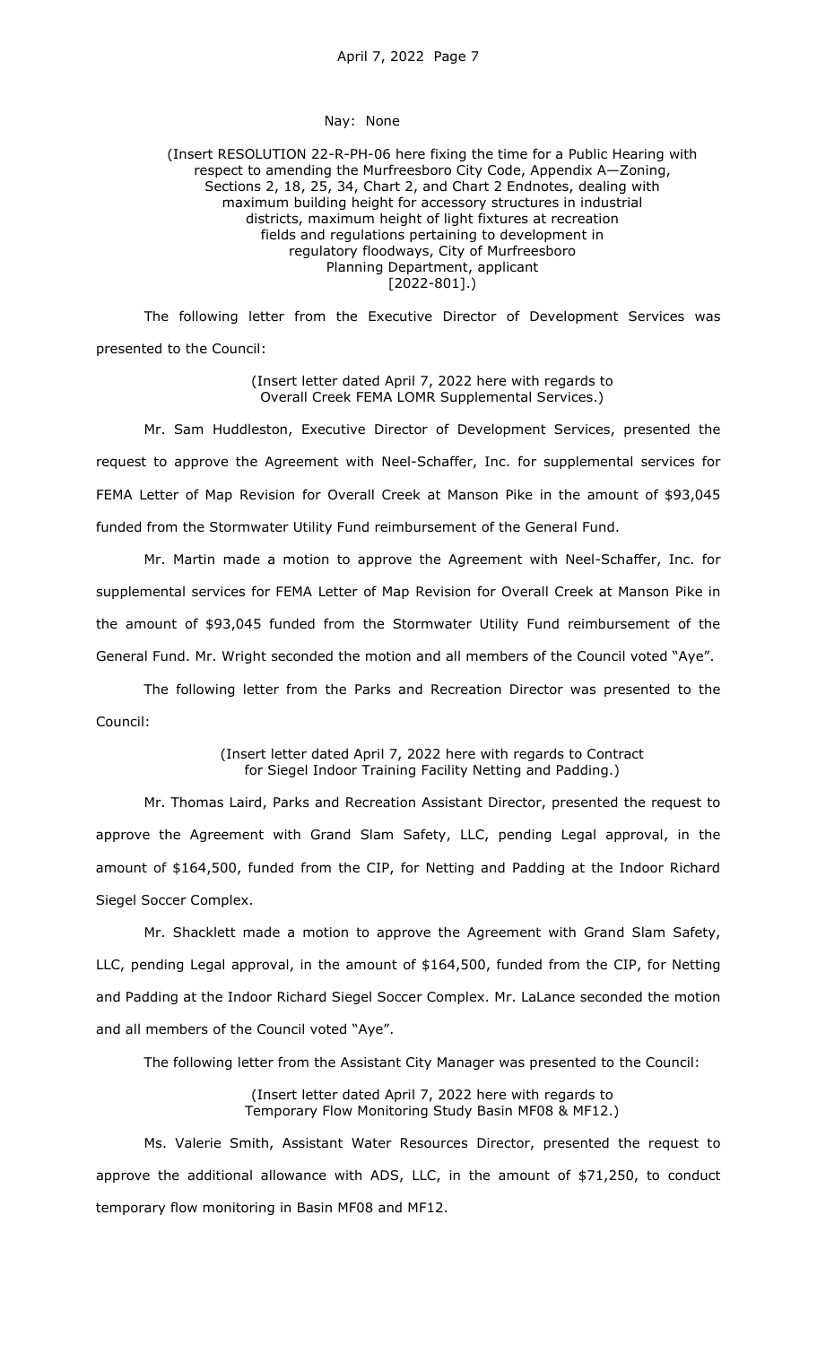Nay: None

(Insert RESOLUTION 22-R-PH-06 here fixing the time for a Public Hearing with respect to amending the Murfreesboro City Code, Appendix A—Zoning, Sections 2, 18, 25, 34, Chart 2, and Chart 2 Endnotes, dealing with maximum building height for accessory structures in industrial districts, maximum height of light fixtures at recreation fields and regulations pertaining to development in regulatory floodways, City of Murfreesboro Planning Department, applicant [2022-801].)

The following letter from the Executive Director of Development Services was presented to the Council:

(Insert letter dated April 7, 2022 here with regards to Overall Creek FEMA LOMR Supplemental Services.)

Mr. Sam Huddleston, Executive Director of Development Services, presented the request to approve the Agreement with Neel-Schaffer, Inc. for supplemental services for FEMA Letter of Map Revision for Overall Creek at Manson Pike in the amount of $93,045 funded from the Stormwater Utility Fund reimbursement of the General Fund.

Mr. Martin made a motion to approve the Agreement with Neel-Schaffer, Inc. for supplemental services for FEMA Letter of Map Revision for Overall Creek at Manson Pike in the amount of $93,045 funded from the Stormwater Utility Fund reimbursement of the General Fund. Mr. Wright seconded the motion and all members of the Council voted "Aye".

The following letter from the Parks and Recreation Director was presented to the Council:

(Insert letter dated April 7, 2022 here with regards to Contract for Siegel Indoor Training Facility Netting and Padding.)

Mr. Thomas Laird, Parks and Recreation Assistant Director, presented the request to approve the Agreement with Grand Slam Safety, LLC, pending Legal approval, in the amount of $164,500, funded from the CIP, for Netting and Padding at the Indoor Richard Siegel Soccer Complex.

Mr. Shacklett made a motion to approve the Agreement with Grand Slam Safety, LLC, pending Legal approval, in the amount of $164,500, funded from the CIP, for Netting and Padding at the Indoor Richard Siegel Soccer Complex. Mr. LaLance seconded the motion and all members of the Council voted "Aye".

The following letter from the Assistant City Manager was presented to the Council:

(Insert letter dated April 7, 2022 here with regards to Temporary Flow Monitoring Study Basin MF08 & MF12.)

Ms. Valerie Smith, Assistant Water Resources Director, presented the request to approve the additional allowance with ADS, LLC, in the amount of $71,250, to conduct temporary flow monitoring in Basin MF08 and MF12.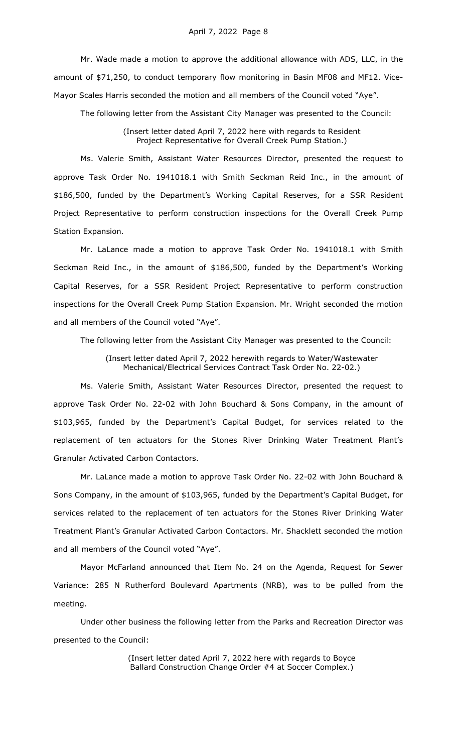Mr. Wade made a motion to approve the additional allowance with ADS, LLC, in the amount of $71,250, to conduct temporary flow monitoring in Basin MF08 and MF12. Vice-Mayor Scales Harris seconded the motion and all members of the Council voted "Aye".

The following letter from the Assistant City Manager was presented to the Council:

(Insert letter dated April 7, 2022 here with regards to Resident Project Representative for Overall Creek Pump Station.)

Ms. Valerie Smith, Assistant Water Resources Director, presented the request to approve Task Order No. 1941018.1 with Smith Seckman Reid Inc., in the amount of $186,500, funded by the Department's Working Capital Reserves, for a SSR Resident Project Representative to perform construction inspections for the Overall Creek Pump Station Expansion.

Mr. LaLance made a motion to approve Task Order No. 1941018.1 with Smith Seckman Reid Inc., in the amount of $186,500, funded by the Department's Working Capital Reserves, for a SSR Resident Project Representative to perform construction inspections for the Overall Creek Pump Station Expansion. Mr. Wright seconded the motion and all members of the Council voted "Aye".

The following letter from the Assistant City Manager was presented to the Council:

(Insert letter dated April 7, 2022 herewith regards to Water/Wastewater Mechanical/Electrical Services Contract Task Order No. 22-02.)

Ms. Valerie Smith, Assistant Water Resources Director, presented the request to approve Task Order No. 22-02 with John Bouchard & Sons Company, in the amount of $103,965, funded by the Department's Capital Budget, for services related to the replacement of ten actuators for the Stones River Drinking Water Treatment Plant's Granular Activated Carbon Contactors.

Mr. LaLance made a motion to approve Task Order No. 22-02 with John Bouchard & Sons Company, in the amount of $103,965, funded by the Department's Capital Budget, for services related to the replacement of ten actuators for the Stones River Drinking Water Treatment Plant's Granular Activated Carbon Contactors. Mr. Shacklett seconded the motion and all members of the Council voted "Aye".

Mayor McFarland announced that Item No. 24 on the Agenda, Request for Sewer Variance: 285 N Rutherford Boulevard Apartments (NRB), was to be pulled from the meeting.

Under other business the following letter from the Parks and Recreation Director was presented to the Council:

(Insert letter dated April 7, 2022 here with regards to Boyce Ballard Construction Change Order #4 at Soccer Complex.)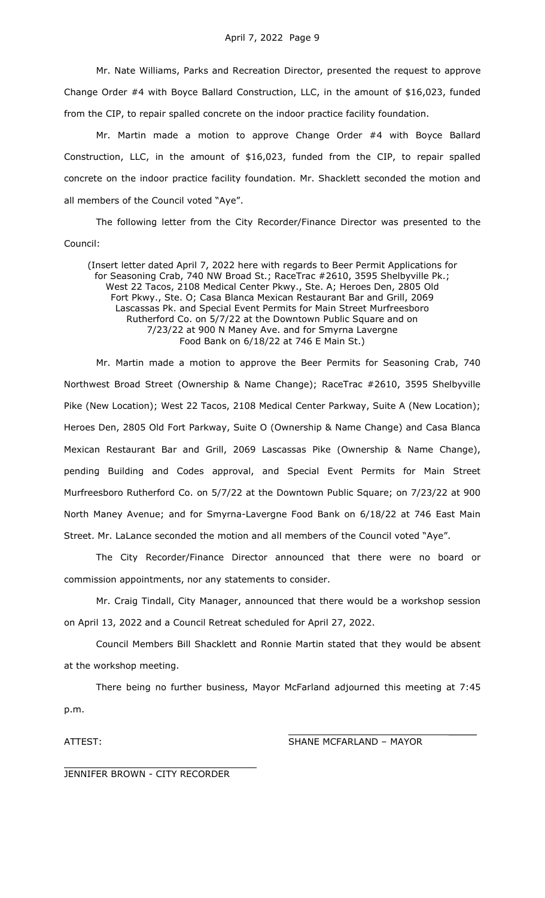Mr. Nate Williams, Parks and Recreation Director, presented the request to approve Change Order #4 with Boyce Ballard Construction, LLC, in the amount of $16,023, funded from the CIP, to repair spalled concrete on the indoor practice facility foundation.

Mr. Martin made a motion to approve Change Order #4 with Boyce Ballard Construction, LLC, in the amount of $16,023, funded from the CIP, to repair spalled concrete on the indoor practice facility foundation. Mr. Shacklett seconded the motion and all members of the Council voted "Aye".

The following letter from the City Recorder/Finance Director was presented to the Council:

(Insert letter dated April 7, 2022 here with regards to Beer Permit Applications for for Seasoning Crab, 740 NW Broad St.; RaceTrac #2610, 3595 Shelbyville Pk.; West 22 Tacos, 2108 Medical Center Pkwy., Ste. A; Heroes Den, 2805 Old Fort Pkwy., Ste. O; Casa Blanca Mexican Restaurant Bar and Grill, 2069 Lascassas Pk. and Special Event Permits for Main Street Murfreesboro Rutherford Co. on 5/7/22 at the Downtown Public Square and on 7/23/22 at 900 N Maney Ave. and for Smyrna Lavergne Food Bank on 6/18/22 at 746 E Main St.)

Mr. Martin made a motion to approve the Beer Permits for Seasoning Crab, 740 Northwest Broad Street (Ownership & Name Change); RaceTrac #2610, 3595 Shelbyville Pike (New Location); West 22 Tacos, 2108 Medical Center Parkway, Suite A (New Location); Heroes Den, 2805 Old Fort Parkway, Suite O (Ownership & Name Change) and Casa Blanca Mexican Restaurant Bar and Grill, 2069 Lascassas Pike (Ownership & Name Change), pending Building and Codes approval, and Special Event Permits for Main Street Murfreesboro Rutherford Co. on 5/7/22 at the Downtown Public Square; on 7/23/22 at 900 North Maney Avenue; and for Smyrna-Lavergne Food Bank on 6/18/22 at 746 East Main Street. Mr. LaLance seconded the motion and all members of the Council voted "Aye".

The City Recorder/Finance Director announced that there were no board or commission appointments, nor any statements to consider.

Mr. Craig Tindall, City Manager, announced that there would be a workshop session on April 13, 2022 and a Council Retreat scheduled for April 27, 2022.

Council Members Bill Shacklett and Ronnie Martin stated that they would be absent at the workshop meeting.

There being no further business, Mayor McFarland adjourned this meeting at 7:45 p.m.

ATTEST:

SHANE MCFARLAND – MAYOR

JENNIFER BROWN - CITY RECORDER